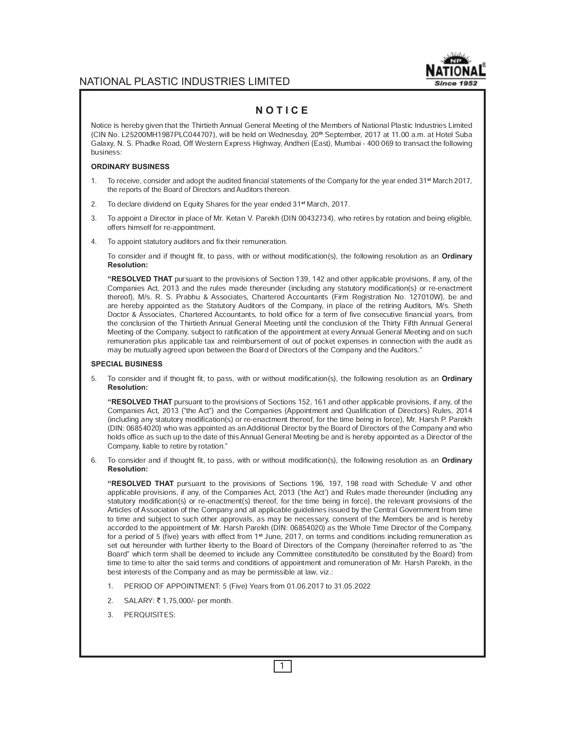# NOTICE

Notice is hereby given that the Thirtieth Annual General Meeting of the Members of National Plastic Industries Limited (CIN No. L25200MH1987PLC044707), will be held on Wednesday, 20th September, 2017 at 11.00 a.m. at Hotel Suba Galaxy, N. S. Phadke Road, Off Western Express Highway, Andheri (East), Mumbai - 400 069 to transact the following business:

## ORDINARY BUSINESS

1. To receive, consider and adopt the audited financial statements of the Company for the year ended 31st March 2017, the reports of the Board of Directors and Auditors thereon.

2. To declare dividend on Equity Shares for the year ended 31st March, 2017.

3. To appoint a Director in place of Mr. Ketan V. Parekh (DIN 00432734), who retires by rotation and being eligible, offers himself for re-appointment.

4. To appoint statutory auditors and fix their remuneration.

   To consider and if thought fit, to pass, with or without modification(s), the following resolution as an **Ordinary Resolution:**

   **"RESOLVED THAT** pursuant to the provisions of Section 139, 142 and other applicable provisions, if any, of the Companies Act, 2013 and the rules made thereunder (including any statutory modification(s) or re-enactment thereof), M/s. R. S. Prabhu & Associates, Chartered Accountants (Firm Registration No. 127010W), be and are hereby appointed as the Statutory Auditors of the Company, in place of the retiring Auditors, M/s. Sheth Doctor & Associates, Chartered Accountants, to hold office for a term of five consecutive financial years, from the conclusion of the Thirtieth Annual General Meeting until the conclusion of the Thirty Fifth Annual General Meeting of the Company, subject to ratification of the appointment at every Annual General Meeting and on such remuneration plus applicable tax and reimbursement of out of pocket expenses in connection with the audit as may be mutually agreed upon between the Board of Directors of the Company and the Auditors."

## SPECIAL BUSINESS

5. To consider and if thought fit, to pass, with or without modification(s), the following resolution as an **Ordinary Resolution:**

   **"RESOLVED THAT** pursuant to the provisions of Sections 152, 161 and other applicable provisions, if any, of the Companies Act, 2013 ("the Act") and the Companies (Appointment and Qualification of Directors) Rules, 2014 (including any statutory modification(s) or re-enactment thereof, for the time being in force), Mr. Harsh P. Parekh (DIN: 06854020) who was appointed as an Additional Director by the Board of Directors of the Company and who holds office as such up to the date of this Annual General Meeting be and is hereby appointed as a Director of the Company, liable to retire by rotation."

6. To consider and if thought fit, to pass, with or without modification(s), the following resolution as an **Ordinary Resolution:**

   **"RESOLVED THAT** pursuant to the provisions of Sections 196, 197, 198 read with Schedule V and other applicable provisions, if any, of the Companies Act, 2013 ('the Act') and Rules made thereunder (including any statutory modification(s) or re-enactment(s) thereof, for the time being in force), the relevant provisions of the Articles of Association of the Company and all applicable guidelines issued by the Central Government from time to time and subject to such other approvals, as may be necessary, consent of the Members be and is hereby accorded to the appointment of Mr. Harsh Parekh (DIN: 06854020) as the Whole Time Director of the Company, for a period of 5 (five) years with effect from 1st June, 2017, on terms and conditions including remuneration as set out hereunder with further liberty to the Board of Directors of the Company (hereinafter referred to as "the Board" which term shall be deemed to include any Committee constituted/to be constituted by the Board) from time to time to alter the said terms and conditions of appointment and remuneration of Mr. Harsh Parekh, in the best interests of the Company and as may be permissible at law, viz.:

   1. PERIOD OF APPOINTMENT: 5 (Five) Years from 01.06.2017 to 31.05.2022

   2. SALARY: ₹ 1,75,000/- per month.

   3. PERQUISITES: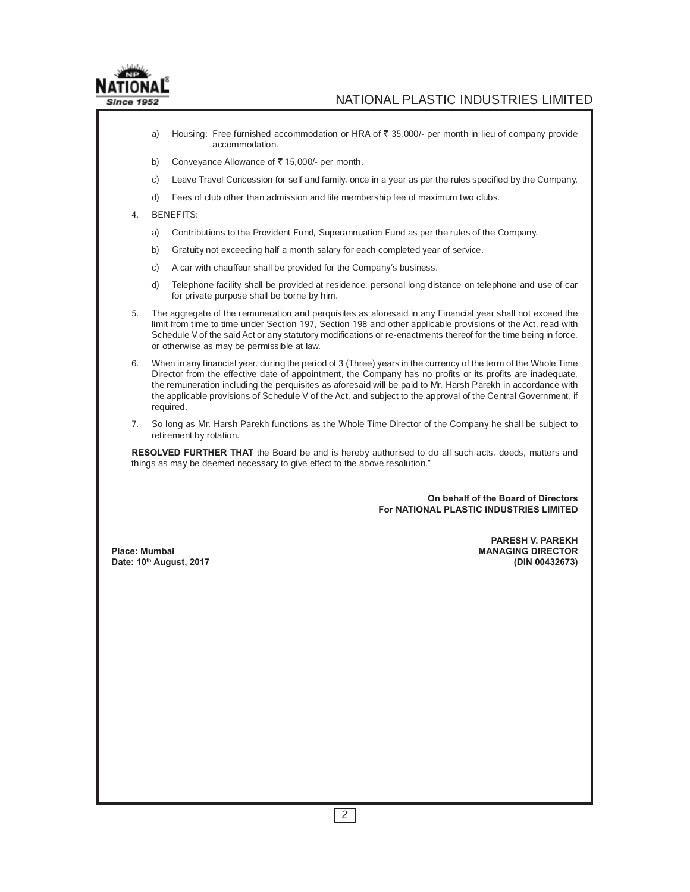a) Housing: Free furnished accommodation or HRA of ₹ 35,000/- per month in lieu of company provide accommodation.

b) Conveyance Allowance of ₹ 15,000/- per month.

c) Leave Travel Concession for self and family, once in a year as per the rules specified by the Company.

d) Fees of club other than admission and life membership fee of maximum two clubs.

4. BENEFITS:

a) Contributions to the Provident Fund, Superannuation Fund as per the rules of the Company.

b) Gratuity not exceeding half a month salary for each completed year of service.

c) A car with chauffeur shall be provided for the Company's business.

d) Telephone facility shall be provided at residence, personal long distance on telephone and use of car for private purpose shall be borne by him.

5. The aggregate of the remuneration and perquisites as aforesaid in any Financial year shall not exceed the limit from time to time under Section 197, Section 198 and other applicable provisions of the Act, read with Schedule V of the said Act or any statutory modifications or re-enactments thereof for the time being in force, or otherwise as may be permissible at law.

6. When in any financial year, during the period of 3 (Three) years in the currency of the term of the Whole Time Director from the effective date of appointment, the Company has no profits or its profits are inadequate, the remuneration including the perquisites as aforesaid will be paid to Mr. Harsh Parekh in accordance with the applicable provisions of Schedule V of the Act, and subject to the approval of the Central Government, if required.

7. So long as Mr. Harsh Parekh functions as the Whole Time Director of the Company he shall be subject to retirement by rotation.

**RESOLVED FURTHER THAT** the Board be and is hereby authorised to do all such acts, deeds, matters and things as may be deemed necessary to give effect to the above resolution."

**On behalf of the Board of Directors**
**For NATIONAL PLASTIC INDUSTRIES LIMITED**

**PARESH V. PAREKH**
**MANAGING DIRECTOR**
**(DIN 00432673)**

**Place: Mumbai**
**Date: 10th August, 2017**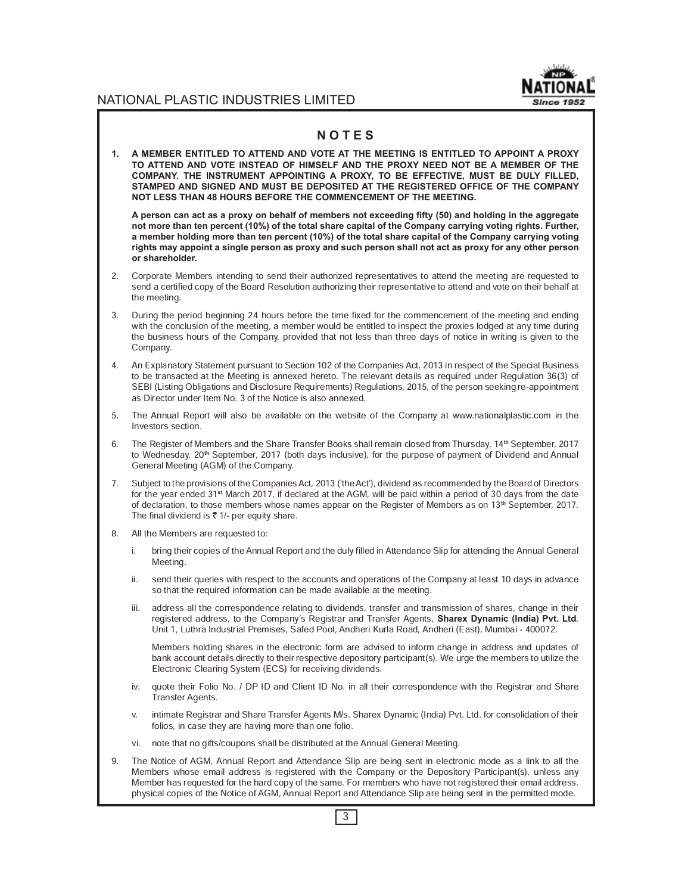# NOTES

1. **A MEMBER ENTITLED TO ATTEND AND VOTE AT THE MEETING IS ENTITLED TO APPOINT A PROXY TO ATTEND AND VOTE INSTEAD OF HIMSELF AND THE PROXY NEED NOT BE A MEMBER OF THE COMPANY. THE INSTRUMENT APPOINTING A PROXY, TO BE EFFECTIVE, MUST BE DULY FILLED, STAMPED AND SIGNED AND MUST BE DEPOSITED AT THE REGISTERED OFFICE OF THE COMPANY NOT LESS THAN 48 HOURS BEFORE THE COMMENCEMENT OF THE MEETING.**

   **A person can act as a proxy on behalf of members not exceeding fifty (50) and holding in the aggregate not more than ten percent (10%) of the total share capital of the Company carrying voting rights. Further, a member holding more than ten percent (10%) of the total share capital of the Company carrying voting rights may appoint a single person as proxy and such person shall not act as proxy for any other person or shareholder.**

2. Corporate Members intending to send their authorized representatives to attend the meeting are requested to send a certified copy of the Board Resolution authorizing their representative to attend and vote on their behalf at the meeting.

3. During the period beginning 24 hours before the time fixed for the commencement of the meeting and ending with the conclusion of the meeting, a member would be entitled to inspect the proxies lodged at any time during the business hours of the Company, provided that not less than three days of notice in writing is given to the Company.

4. An Explanatory Statement pursuant to Section 102 of the Companies Act, 2013 in respect of the Special Business to be transacted at the Meeting is annexed hereto. The relevant details as required under Regulation 36(3) of SEBI (Listing Obligations and Disclosure Requirements) Regulations, 2015, of the person seeking re-appointment as Director under Item No. 3 of the Notice is also annexed.

5. The Annual Report will also be available on the website of the Company at www.nationalplastic.com in the Investors section.

6. The Register of Members and the Share Transfer Books shall remain closed from Thursday, 14th September, 2017 to Wednesday, 20th September, 2017 (both days inclusive), for the purpose of payment of Dividend and Annual General Meeting (AGM) of the Company.

7. Subject to the provisions of the Companies Act, 2013 ('the Act'), dividend as recommended by the Board of Directors for the year ended 31st March 2017, if declared at the AGM, will be paid within a period of 30 days from the date of declaration, to those members whose names appear on the Register of Members as on 13th September, 2017. The final dividend is ₹ 1/- per equity share.

8. All the Members are requested to:

   i. bring their copies of the Annual Report and the duly filled in Attendance Slip for attending the Annual General Meeting.

   ii. send their queries with respect to the accounts and operations of the Company at least 10 days in advance so that the required information can be made available at the meeting.

   iii. address all the correspondence relating to dividends, transfer and transmission of shares, change in their registered address, to the Company's Registrar and Transfer Agents, **Sharex Dynamic (India) Pvt. Ltd**, Unit 1, Luthra Industrial Premises, Safed Pool, Andheri Kurla Road, Andheri (East), Mumbai - 400072.

      Members holding shares in the electronic form are advised to inform change in address and updates of bank account details directly to their respective depository participant(s). We urge the members to utilize the Electronic Clearing System (ECS) for receiving dividends.

   iv. quote their Folio No. / DP ID and Client ID No. in all their correspondence with the Registrar and Share Transfer Agents.

   v. intimate Registrar and Share Transfer Agents M/s. Sharex Dynamic (India) Pvt. Ltd. for consolidation of their folios, in case they are having more than one folio.

   vi. note that no gifts/coupons shall be distributed at the Annual General Meeting.

9. The Notice of AGM, Annual Report and Attendance Slip are being sent in electronic mode as a link to all the Members whose email address is registered with the Company or the Depository Participant(s), unless any Member has requested for the hard copy of the same. For members who have not registered their email address, physical copies of the Notice of AGM, Annual Report and Attendance Slip are being sent in the permitted mode.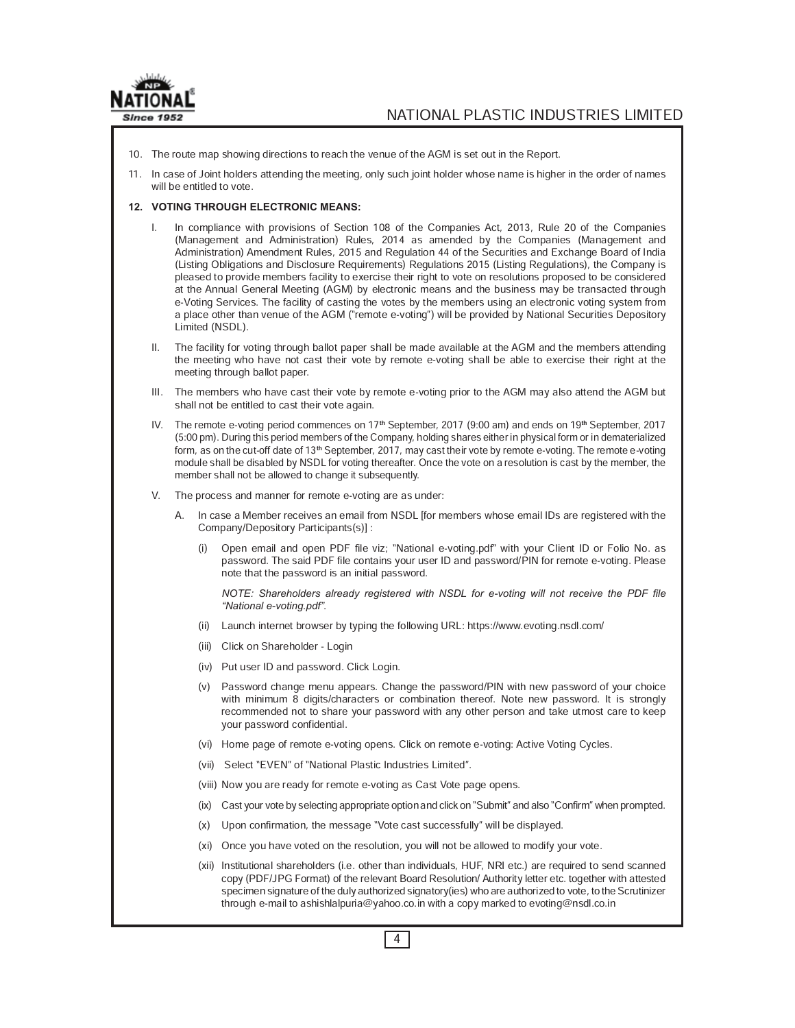10. The route map showing directions to reach the venue of the AGM is set out in the Report.

11. In case of Joint holders attending the meeting, only such joint holder whose name is higher in the order of names will be entitled to vote.

**12. VOTING THROUGH ELECTRONIC MEANS:**

I. In compliance with provisions of Section 108 of the Companies Act, 2013, Rule 20 of the Companies (Management and Administration) Rules, 2014 as amended by the Companies (Management and Administration) Amendment Rules, 2015 and Regulation 44 of the Securities and Exchange Board of India (Listing Obligations and Disclosure Requirements) Regulations 2015 (Listing Regulations), the Company is pleased to provide members facility to exercise their right to vote on resolutions proposed to be considered at the Annual General Meeting (AGM) by electronic means and the business may be transacted through e-Voting Services. The facility of casting the votes by the members using an electronic voting system from a place other than venue of the AGM ("remote e-voting") will be provided by National Securities Depository Limited (NSDL).

II. The facility for voting through ballot paper shall be made available at the AGM and the members attending the meeting who have not cast their vote by remote e-voting shall be able to exercise their right at the meeting through ballot paper.

III. The members who have cast their vote by remote e-voting prior to the AGM may also attend the AGM but shall not be entitled to cast their vote again.

IV. The remote e-voting period commences on 17th September, 2017 (9:00 am) and ends on 19th September, 2017 (5:00 pm). During this period members of the Company, holding shares either in physical form or in dematerialized form, as on the cut-off date of 13th September, 2017, may cast their vote by remote e-voting. The remote e-voting module shall be disabled by NSDL for voting thereafter. Once the vote on a resolution is cast by the member, the member shall not be allowed to change it subsequently.

V. The process and manner for remote e-voting are as under:

A. In case a Member receives an email from NSDL [for members whose email IDs are registered with the Company/Depository Participants(s)] :

(i) Open email and open PDF file viz; "National e-voting.pdf" with your Client ID or Folio No. as password. The said PDF file contains your user ID and password/PIN for remote e-voting. Please note that the password is an initial password.

*NOTE: Shareholders already registered with NSDL for e-voting will not receive the PDF file "National e-voting.pdf".*

(ii) Launch internet browser by typing the following URL: https://www.evoting.nsdl.com/

(iii) Click on Shareholder - Login

(iv) Put user ID and password. Click Login.

(v) Password change menu appears. Change the password/PIN with new password of your choice with minimum 8 digits/characters or combination thereof. Note new password. It is strongly recommended not to share your password with any other person and take utmost care to keep your password confidential.

(vi) Home page of remote e-voting opens. Click on remote e-voting: Active Voting Cycles.

(vii) Select "EVEN" of "National Plastic Industries Limited".

(viii) Now you are ready for remote e-voting as Cast Vote page opens.

(ix) Cast your vote by selecting appropriate option and click on "Submit" and also "Confirm" when prompted.

(x) Upon confirmation, the message "Vote cast successfully" will be displayed.

(xi) Once you have voted on the resolution, you will not be allowed to modify your vote.

(xii) Institutional shareholders (i.e. other than individuals, HUF, NRI etc.) are required to send scanned copy (PDF/JPG Format) of the relevant Board Resolution/ Authority letter etc. together with attested specimen signature of the duly authorized signatory(ies) who are authorized to vote, to the Scrutinizer through e-mail to ashishlalpuria@yahoo.co.in with a copy marked to evoting@nsdl.co.in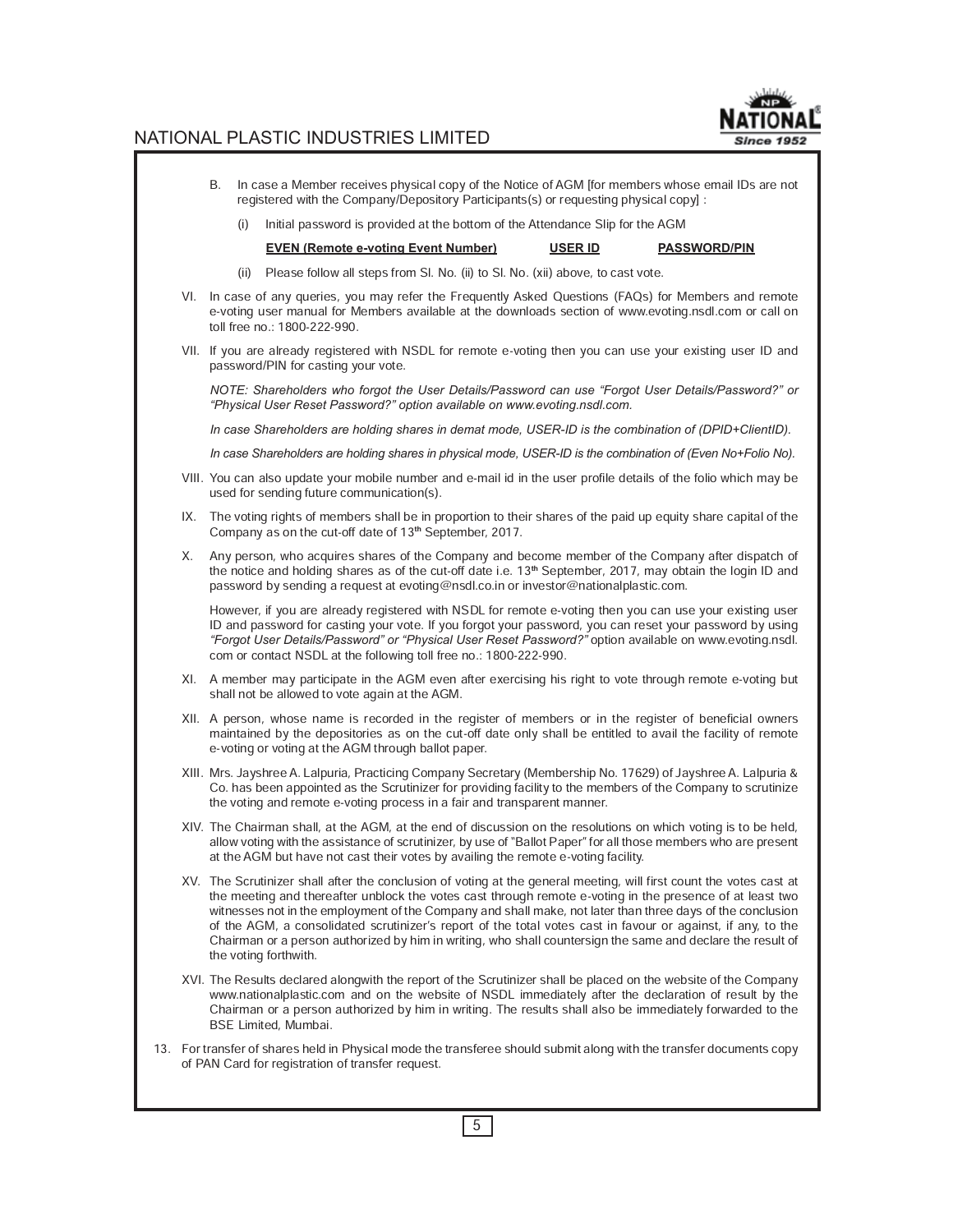B. In case a Member receives physical copy of the Notice of AGM [for members whose email IDs are not registered with the Company/Depository Participants(s) or requesting physical copy] :

   (i) Initial password is provided at the bottom of the Attendance Slip for the AGM

   | **EVEN (Remote e-voting Event Number)** | **USER ID** | **PASSWORD/PIN** |
   |---|---|---|

   (ii) Please follow all steps from Sl. No. (ii) to Sl. No. (xii) above, to cast vote.

VI. In case of any queries, you may refer the Frequently Asked Questions (FAQs) for Members and remote e-voting user manual for Members available at the downloads section of www.evoting.nsdl.com or call on toll free no.: 1800-222-990.

VII. If you are already registered with NSDL for remote e-voting then you can use your existing user ID and password/PIN for casting your vote.

*NOTE: Shareholders who forgot the User Details/Password can use "Forgot User Details/Password?" or "Physical User Reset Password?" option available on www.evoting.nsdl.com.*

*In case Shareholders are holding shares in demat mode, USER-ID is the combination of (DPID+ClientID).*

*In case Shareholders are holding shares in physical mode, USER-ID is the combination of (Even No+Folio No).*

VIII. You can also update your mobile number and e-mail id in the user profile details of the folio which may be used for sending future communication(s).

IX. The voting rights of members shall be in proportion to their shares of the paid up equity share capital of the Company as on the cut-off date of 13th September, 2017.

X. Any person, who acquires shares of the Company and become member of the Company after dispatch of the notice and holding shares as of the cut-off date i.e. 13th September, 2017, may obtain the login ID and password by sending a request at evoting@nsdl.co.in or investor@nationalplastic.com.

However, if you are already registered with NSDL for remote e-voting then you can use your existing user ID and password for casting your vote. If you forgot your password, you can reset your password by using *"Forgot User Details/Password" or "Physical User Reset Password?"* option available on www.evoting.nsdl.com or contact NSDL at the following toll free no.: 1800-222-990.

XI. A member may participate in the AGM even after exercising his right to vote through remote e-voting but shall not be allowed to vote again at the AGM.

XII. A person, whose name is recorded in the register of members or in the register of beneficial owners maintained by the depositories as on the cut-off date only shall be entitled to avail the facility of remote e-voting or voting at the AGM through ballot paper.

XIII. Mrs. Jayshree A. Lalpuria, Practicing Company Secretary (Membership No. 17629) of Jayshree A. Lalpuria & Co. has been appointed as the Scrutinizer for providing facility to the members of the Company to scrutinize the voting and remote e-voting process in a fair and transparent manner.

XIV. The Chairman shall, at the AGM, at the end of discussion on the resolutions on which voting is to be held, allow voting with the assistance of scrutinizer, by use of "Ballot Paper" for all those members who are present at the AGM but have not cast their votes by availing the remote e-voting facility.

XV. The Scrutinizer shall after the conclusion of voting at the general meeting, will first count the votes cast at the meeting and thereafter unblock the votes cast through remote e-voting in the presence of at least two witnesses not in the employment of the Company and shall make, not later than three days of the conclusion of the AGM, a consolidated scrutinizer's report of the total votes cast in favour or against, if any, to the Chairman or a person authorized by him in writing, who shall countersign the same and declare the result of the voting forthwith.

XVI. The Results declared alongwith the report of the Scrutinizer shall be placed on the website of the Company www.nationalplastic.com and on the website of NSDL immediately after the declaration of result by the Chairman or a person authorized by him in writing. The results shall also be immediately forwarded to the BSE Limited, Mumbai.

13. For transfer of shares held in Physical mode the transferee should submit along with the transfer documents copy of PAN Card for registration of transfer request.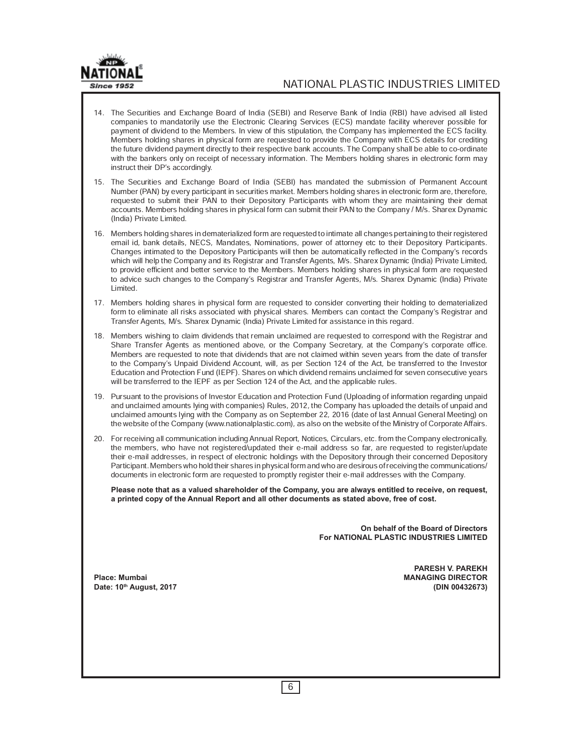14. The Securities and Exchange Board of India (SEBI) and Reserve Bank of India (RBI) have advised all listed companies to mandatorily use the Electronic Clearing Services (ECS) mandate facility wherever possible for payment of dividend to the Members. In view of this stipulation, the Company has implemented the ECS facility. Members holding shares in physical form are requested to provide the Company with ECS details for crediting the future dividend payment directly to their respective bank accounts. The Company shall be able to co-ordinate with the bankers only on receipt of necessary information. The Members holding shares in electronic form may instruct their DP's accordingly.

15. The Securities and Exchange Board of India (SEBI) has mandated the submission of Permanent Account Number (PAN) by every participant in securities market. Members holding shares in electronic form are, therefore, requested to submit their PAN to their Depository Participants with whom they are maintaining their demat accounts. Members holding shares in physical form can submit their PAN to the Company / M/s. Sharex Dynamic (India) Private Limited.

16. Members holding shares in dematerialized form are requested to intimate all changes pertaining to their registered email id, bank details, NECS, Mandates, Nominations, power of attorney etc to their Depository Participants. Changes intimated to the Depository Participants will then be automatically reflected in the Company's records which will help the Company and its Registrar and Transfer Agents, M/s. Sharex Dynamic (India) Private Limited, to provide efficient and better service to the Members. Members holding shares in physical form are requested to advice such changes to the Company's Registrar and Transfer Agents, M/s. Sharex Dynamic (India) Private Limited.

17. Members holding shares in physical form are requested to consider converting their holding to dematerialized form to eliminate all risks associated with physical shares. Members can contact the Company's Registrar and Transfer Agents, M/s. Sharex Dynamic (India) Private Limited for assistance in this regard.

18. Members wishing to claim dividends that remain unclaimed are requested to correspond with the Registrar and Share Transfer Agents as mentioned above, or the Company Secretary, at the Company's corporate office. Members are requested to note that dividends that are not claimed within seven years from the date of transfer to the Company's Unpaid Dividend Account, will, as per Section 124 of the Act, be transferred to the Investor Education and Protection Fund (IEPF). Shares on which dividend remains unclaimed for seven consecutive years will be transferred to the IEPF as per Section 124 of the Act, and the applicable rules.

19. Pursuant to the provisions of Investor Education and Protection Fund (Uploading of information regarding unpaid and unclaimed amounts lying with companies) Rules, 2012, the Company has uploaded the details of unpaid and unclaimed amounts lying with the Company as on September 22, 2016 (date of last Annual General Meeting) on the website of the Company (www.nationalplastic.com), as also on the website of the Ministry of Corporate Affairs.

20. For receiving all communication including Annual Report, Notices, Circulars, etc. from the Company electronically, the members, who have not registered/updated their e-mail address so far, are requested to register/update their e-mail addresses, in respect of electronic holdings with the Depository through their concerned Depository Participant. Members who hold their shares in physical form and who are desirous of receiving the communications/ documents in electronic form are requested to promptly register their e-mail addresses with the Company.

    **Please note that as a valued shareholder of the Company, you are always entitled to receive, on request, a printed copy of the Annual Report and all other documents as stated above, free of cost.**

**On behalf of the Board of Directors**
**For NATIONAL PLASTIC INDUSTRIES LIMITED**

**PARESH V. PAREKH**
**MANAGING DIRECTOR**
**(DIN 00432673)**

**Place: Mumbai**
**Date: 10th August, 2017**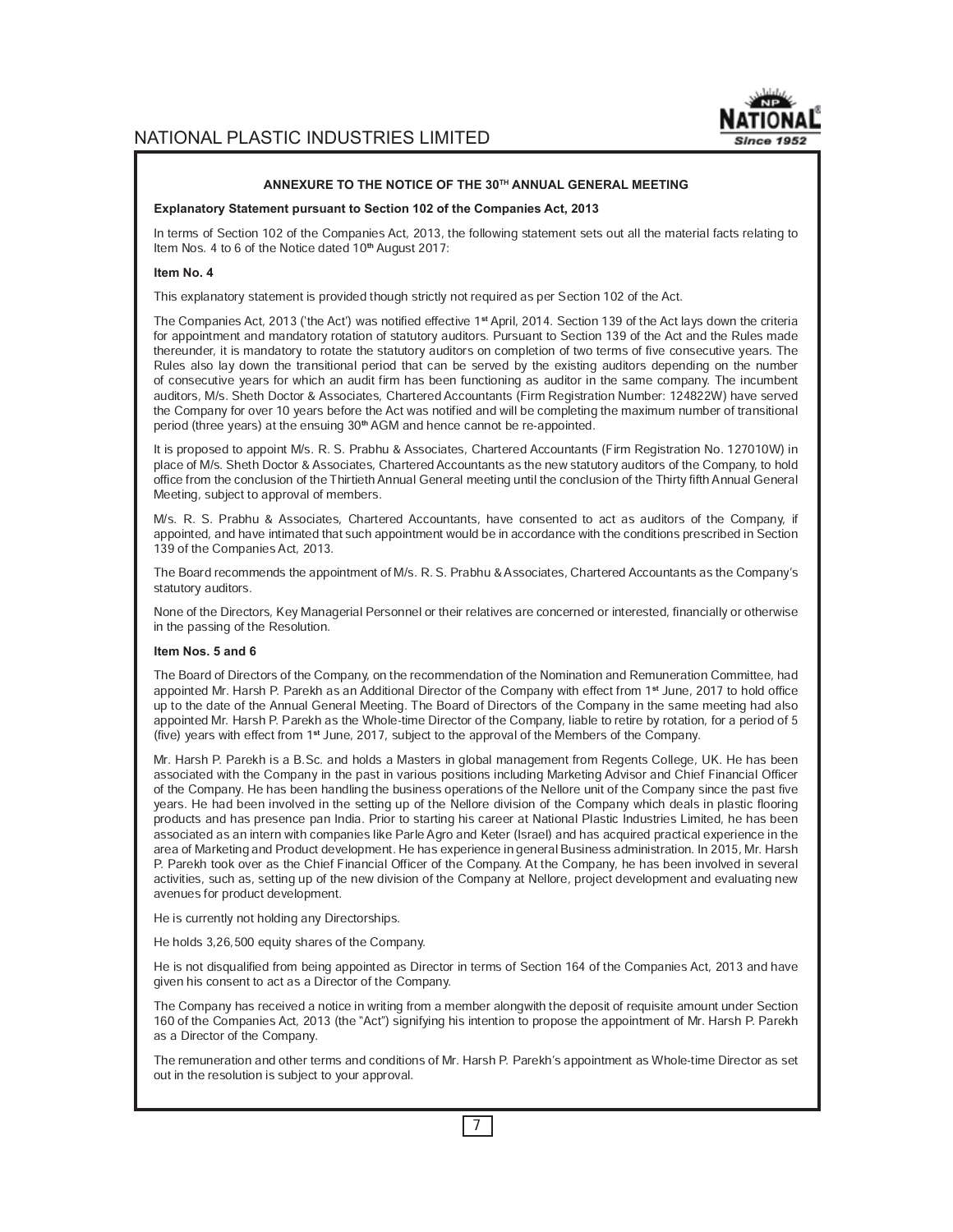## ANNEXURE TO THE NOTICE OF THE 30TH ANNUAL GENERAL MEETING

**Explanatory Statement pursuant to Section 102 of the Companies Act, 2013**

In terms of Section 102 of the Companies Act, 2013, the following statement sets out all the material facts relating to Item Nos. 4 to 6 of the Notice dated 10th August 2017:

**Item No. 4**

This explanatory statement is provided though strictly not required as per Section 102 of the Act.

The Companies Act, 2013 ('the Act') was notified effective 1st April, 2014. Section 139 of the Act lays down the criteria for appointment and mandatory rotation of statutory auditors. Pursuant to Section 139 of the Act and the Rules made thereunder, it is mandatory to rotate the statutory auditors on completion of two terms of five consecutive years. The Rules also lay down the transitional period that can be served by the existing auditors depending on the number of consecutive years for which an audit firm has been functioning as auditor in the same company. The incumbent auditors, M/s. Sheth Doctor & Associates, Chartered Accountants (Firm Registration Number: 124822W) have served the Company for over 10 years before the Act was notified and will be completing the maximum number of transitional period (three years) at the ensuing 30th AGM and hence cannot be re-appointed.

It is proposed to appoint M/s. R. S. Prabhu & Associates, Chartered Accountants (Firm Registration No. 127010W) in place of M/s. Sheth Doctor & Associates, Chartered Accountants as the new statutory auditors of the Company, to hold office from the conclusion of the Thirtieth Annual General meeting until the conclusion of the Thirty fifth Annual General Meeting, subject to approval of members.

M/s. R. S. Prabhu & Associates, Chartered Accountants, have consented to act as auditors of the Company, if appointed, and have intimated that such appointment would be in accordance with the conditions prescribed in Section 139 of the Companies Act, 2013.

The Board recommends the appointment of M/s. R. S. Prabhu & Associates, Chartered Accountants as the Company's statutory auditors.

None of the Directors, Key Managerial Personnel or their relatives are concerned or interested, financially or otherwise in the passing of the Resolution.

**Item Nos. 5 and 6**

The Board of Directors of the Company, on the recommendation of the Nomination and Remuneration Committee, had appointed Mr. Harsh P. Parekh as an Additional Director of the Company with effect from 1st June, 2017 to hold office up to the date of the Annual General Meeting. The Board of Directors of the Company in the same meeting had also appointed Mr. Harsh P. Parekh as the Whole-time Director of the Company, liable to retire by rotation, for a period of 5 (five) years with effect from 1st June, 2017, subject to the approval of the Members of the Company.

Mr. Harsh P. Parekh is a B.Sc. and holds a Masters in global management from Regents College, UK. He has been associated with the Company in the past in various positions including Marketing Advisor and Chief Financial Officer of the Company. He has been handling the business operations of the Nellore unit of the Company since the past five years. He had been involved in the setting up of the Nellore division of the Company which deals in plastic flooring products and has presence pan India. Prior to starting his career at National Plastic Industries Limited, he has been associated as an intern with companies like Parle Agro and Keter (Israel) and has acquired practical experience in the area of Marketing and Product development. He has experience in general Business administration. In 2015, Mr. Harsh P. Parekh took over as the Chief Financial Officer of the Company. At the Company, he has been involved in several activities, such as, setting up of the new division of the Company at Nellore, project development and evaluating new avenues for product development.

He is currently not holding any Directorships.

He holds 3,26,500 equity shares of the Company.

He is not disqualified from being appointed as Director in terms of Section 164 of the Companies Act, 2013 and have given his consent to act as a Director of the Company.

The Company has received a notice in writing from a member alongwith the deposit of requisite amount under Section 160 of the Companies Act, 2013 (the "Act") signifying his intention to propose the appointment of Mr. Harsh P. Parekh as a Director of the Company.

The remuneration and other terms and conditions of Mr. Harsh P. Parekh's appointment as Whole-time Director as set out in the resolution is subject to your approval.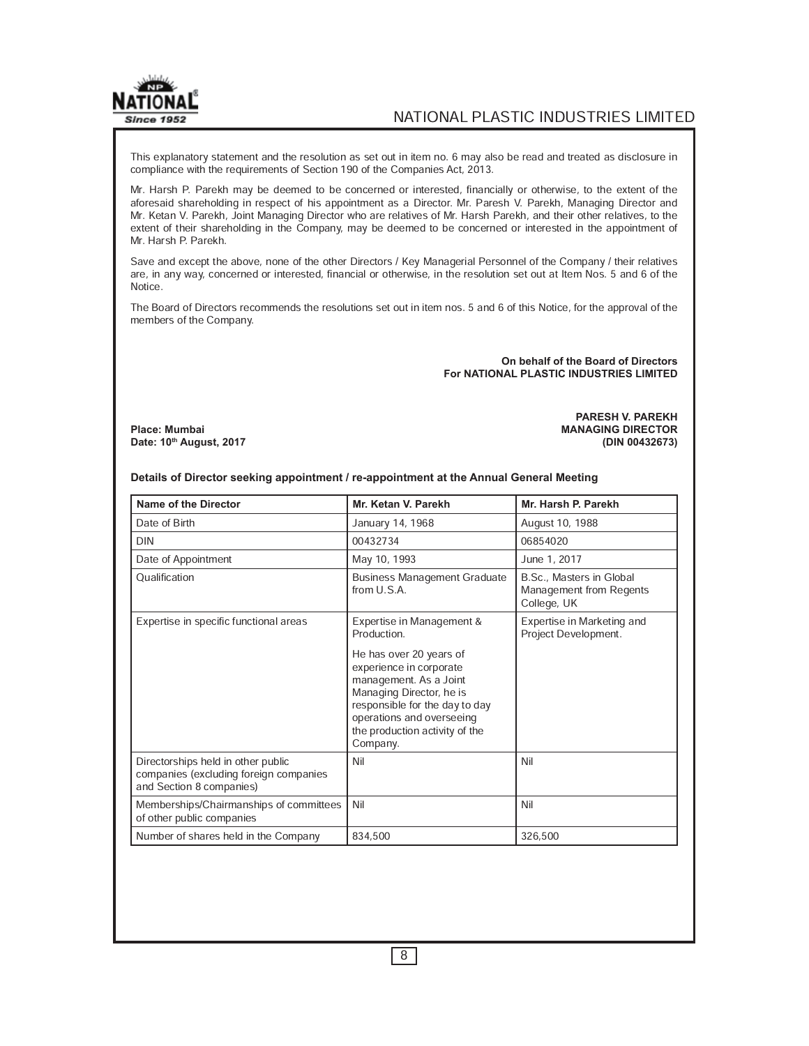This explanatory statement and the resolution as set out in item no. 6 may also be read and treated as disclosure in compliance with the requirements of Section 190 of the Companies Act, 2013.

Mr. Harsh P. Parekh may be deemed to be concerned or interested, financially or otherwise, to the extent of the aforesaid shareholding in respect of his appointment as a Director. Mr. Paresh V. Parekh, Managing Director and Mr. Ketan V. Parekh, Joint Managing Director who are relatives of Mr. Harsh Parekh, and their other relatives, to the extent of their shareholding in the Company, may be deemed to be concerned or interested in the appointment of Mr. Harsh P. Parekh.

Save and except the above, none of the other Directors / Key Managerial Personnel of the Company / their relatives are, in any way, concerned or interested, financial or otherwise, in the resolution set out at Item Nos. 5 and 6 of the Notice.

The Board of Directors recommends the resolutions set out in item nos. 5 and 6 of this Notice, for the approval of the members of the Company.

**On behalf of the Board of Directors**
**For NATIONAL PLASTIC INDUSTRIES LIMITED**

**PARESH V. PAREKH**
**MANAGING DIRECTOR**
**(DIN 00432673)**

**Place: Mumbai**
**Date: 10th August, 2017**

**Details of Director seeking appointment / re-appointment at the Annual General Meeting**

| Name of the Director | Mr. Ketan V. Parekh | Mr. Harsh P. Parekh |
|---|---|---|
| Date of Birth | January 14, 1968 | August 10, 1988 |
| DIN | 00432734 | 06854020 |
| Date of Appointment | May 10, 1993 | June 1, 2017 |
| Qualification | Business Management Graduate from U.S.A. | B.Sc., Masters in Global Management from Regents College, UK |
| Expertise in specific functional areas | Expertise in Management & Production. He has over 20 years of experience in corporate management. As a Joint Managing Director, he is responsible for the day to day operations and overseeing the production activity of the Company. | Expertise in Marketing and Project Development. |
| Directorships held in other public companies (excluding foreign companies and Section 8 companies) | Nil | Nil |
| Memberships/Chairmanships of committees of other public companies | Nil | Nil |
| Number of shares held in the Company | 834,500 | 326,500 |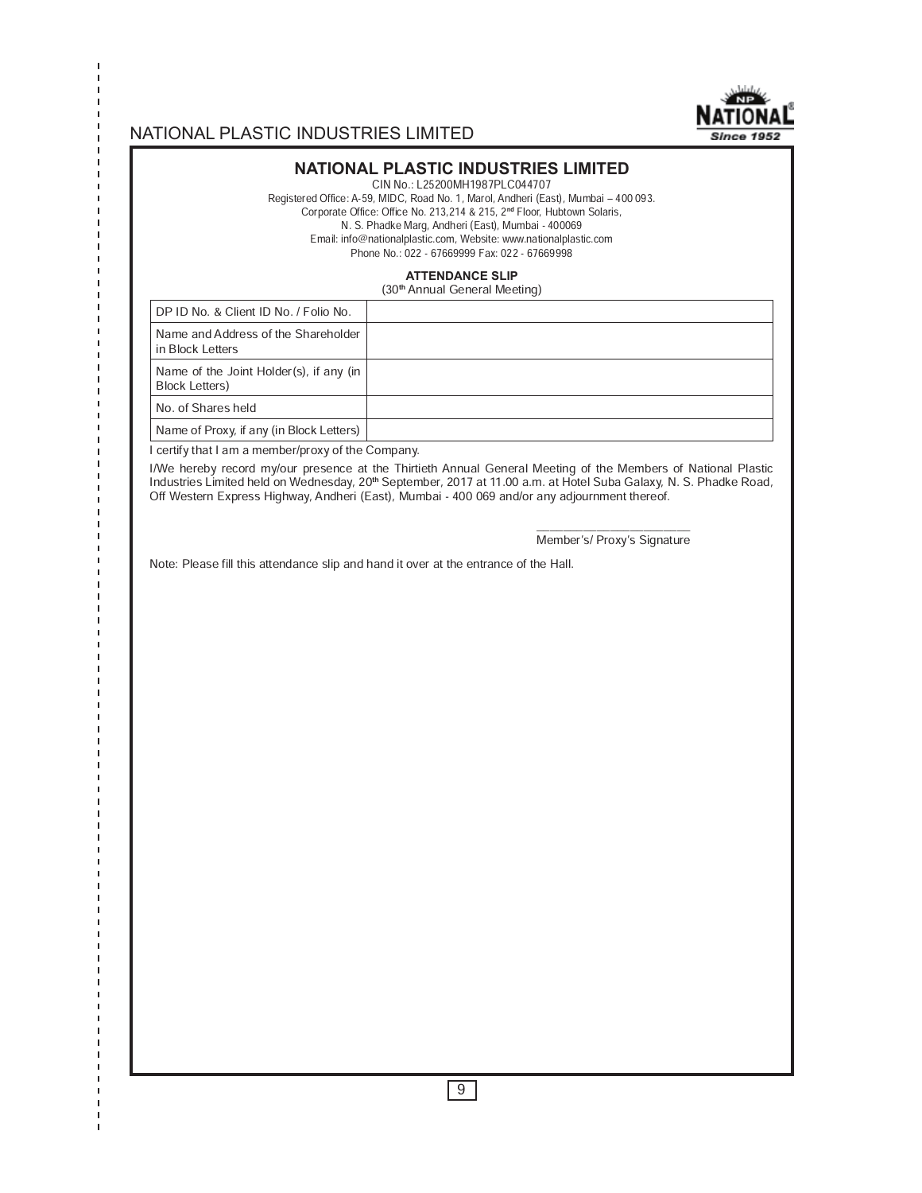# NATIONAL PLASTIC INDUSTRIES LIMITED

CIN No.: L25200MH1987PLC044707
Registered Office: A-59, MIDC, Road No. 1, Marol, Andheri (East), Mumbai – 400 093.
Corporate Office: Office No. 213,214 & 215, 2nd Floor, Hubtown Solaris,
N. S. Phadke Marg, Andheri (East), Mumbai - 400069
Email: info@nationalplastic.com, Website: www.nationalplastic.com
Phone No.: 022 - 67669999 Fax: 022 - 67669998

## ATTENDANCE SLIP

(30th Annual General Meeting)

| | |
|---|---|
| DP ID No. & Client ID No. / Folio No. | |
| Name and Address of the Shareholder in Block Letters | |
| Name of the Joint Holder(s), if any (in Block Letters) | |
| No. of Shares held | |
| Name of Proxy, if any (in Block Letters) | |

I certify that I am a member/proxy of the Company.

I/We hereby record my/our presence at the Thirtieth Annual General Meeting of the Members of National Plastic Industries Limited held on Wednesday, 20th September, 2017 at 11.00 a.m. at Hotel Suba Galaxy, N. S. Phadke Road, Off Western Express Highway, Andheri (East), Mumbai - 400 069 and/or any adjournment thereof.

\_\_\_\_\_\_\_\_\_\_\_\_\_\_\_\_\_\_\_\_\_\_\_\_

Member's/ Proxy's Signature

Note: Please fill this attendance slip and hand it over at the entrance of the Hall.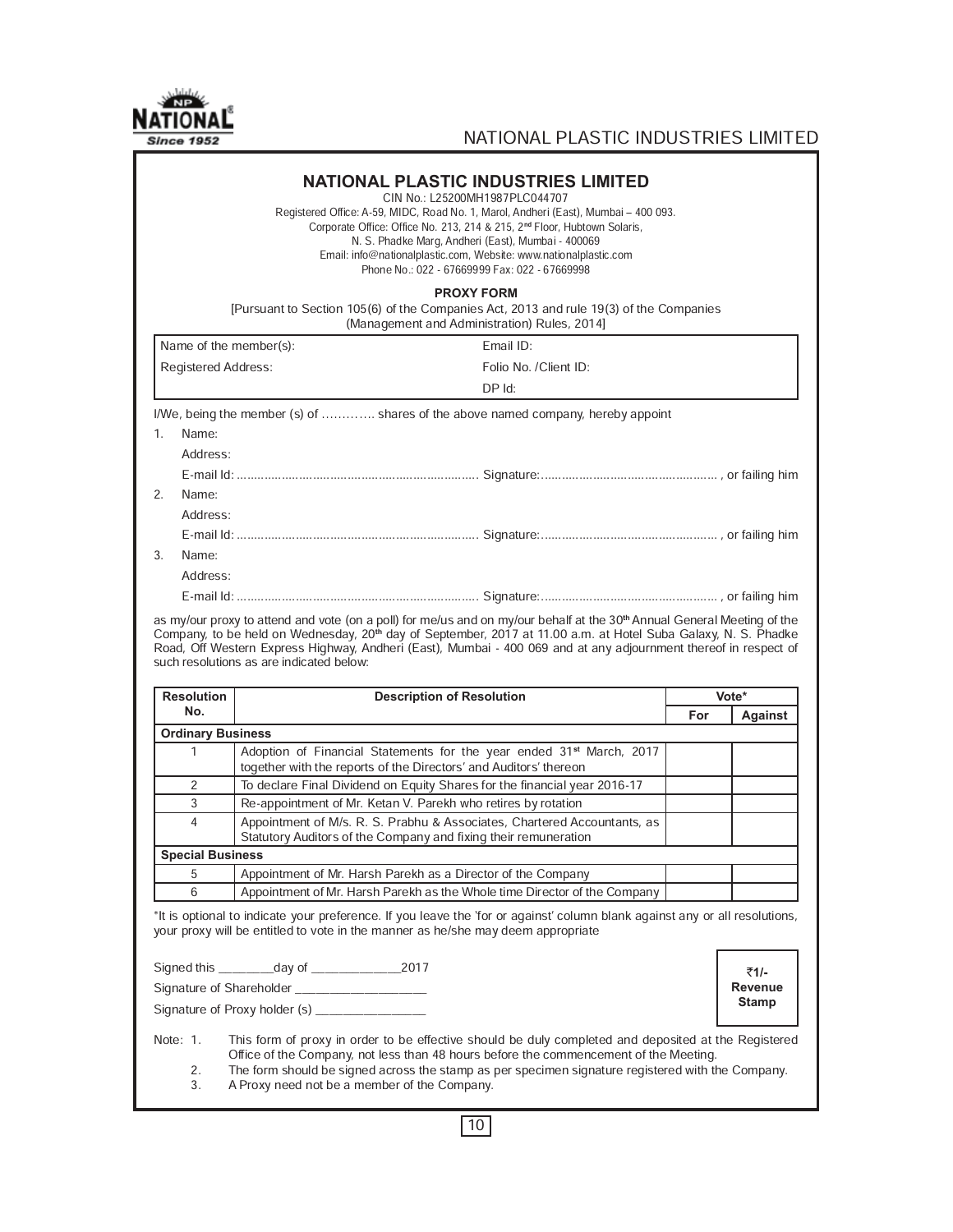# NATIONAL PLASTIC INDUSTRIES LIMITED

CIN No.: L25200MH1987PLC044707
Registered Office: A-59, MIDC, Road No. 1, Marol, Andheri (East), Mumbai – 400 093.
Corporate Office: Office No. 213, 214 & 215, 2nd Floor, Hubtown Solaris,
N. S. Phadke Marg, Andheri (East), Mumbai - 400069
Email: info@nationalplastic.com, Website: www.nationalplastic.com
Phone No.: 022 - 67669999 Fax: 022 - 67669998

## PROXY FORM

[Pursuant to Section 105(6) of the Companies Act, 2013 and rule 19(3) of the Companies (Management and Administration) Rules, 2014]

| Name of the member(s): | Email ID: |
|---|---|
| Registered Address: | Folio No. /Client ID: |
| | DP Id: |

I/We, being the member (s) of ………… shares of the above named company, hereby appoint

1. Name:
   Address:
   E-mail Id: ……………………………………………………… Signature:…………………………………………… , or failing him
2. Name:
   Address:
   E-mail Id: ……………………………………………………… Signature:…………………………………………… , or failing him
3. Name:
   Address:
   E-mail Id: ……………………………………………………… Signature:…………………………………………… , or failing him

as my/our proxy to attend and vote (on a poll) for me/us and on my/our behalf at the 30th Annual General Meeting of the Company, to be held on Wednesday, 20th day of September, 2017 at 11.00 a.m. at Hotel Suba Galaxy, N. S. Phadke Road, Off Western Express Highway, Andheri (East), Mumbai - 400 069 and at any adjournment thereof in respect of such resolutions as are indicated below:

| Resolution No. | Description of Resolution | Vote* | |
|---|---|---|---|
| | | For | Against |
| **Ordinary Business** | | | |
| 1 | Adoption of Financial Statements for the year ended 31st March, 2017 together with the reports of the Directors' and Auditors' thereon | | |
| 2 | To declare Final Dividend on Equity Shares for the financial year 2016-17 | | |
| 3 | Re-appointment of Mr. Ketan V. Parekh who retires by rotation | | |
| 4 | Appointment of M/s. R. S. Prabhu & Associates, Chartered Accountants, as Statutory Auditors of the Company and fixing their remuneration | | |
| **Special Business** | | | |
| 5 | Appointment of Mr. Harsh Parekh as a Director of the Company | | |
| 6 | Appointment of Mr. Harsh Parekh as the Whole time Director of the Company | | |

*It is optional to indicate your preference. If you leave the 'for or against' column blank against any or all resolutions, your proxy will be entitled to vote in the manner as he/she may deem appropriate

Signed this ________day of _____________2017

Signature of Shareholder ___________________

Signature of Proxy holder (s) ________________

₹1/- Revenue Stamp

Note:
1. This form of proxy in order to be effective should be duly completed and deposited at the Registered Office of the Company, not less than 48 hours before the commencement of the Meeting.
2. The form should be signed across the stamp as per specimen signature registered with the Company.
3. A Proxy need not be a member of the Company.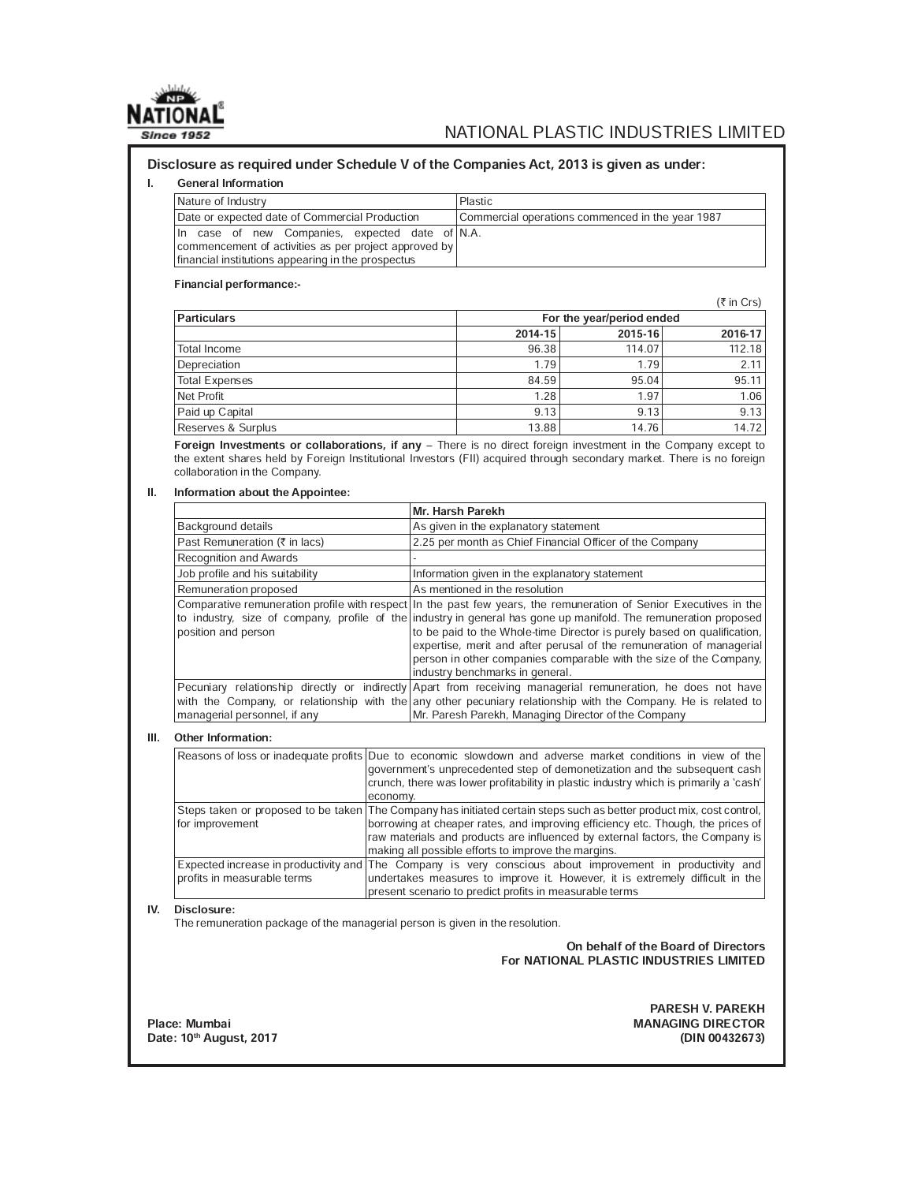NATIONAL PLASTIC INDUSTRIES LIMITED

## Disclosure as required under Schedule V of the Companies Act, 2013 is given as under:

### I. General Information

| | |
|---|---|
| Nature of Industry | Plastic |
| Date or expected date of Commercial Production | Commercial operations commenced in the year 1987 |
| In case of new Companies, expected date of commencement of activities as per project approved by financial institutions appearing in the prospectus | N.A. |

**Financial performance:-**

(₹ in Crs)

| Particulars | For the year/period ended | | |
|---|---|---|---|
| | 2014-15 | 2015-16 | 2016-17 |
| Total Income | 96.38 | 114.07 | 112.18 |
| Depreciation | 1.79 | 1.79 | 2.11 |
| Total Expenses | 84.59 | 95.04 | 95.11 |
| Net Profit | 1.28 | 1.97 | 1.06 |
| Paid up Capital | 9.13 | 9.13 | 9.13 |
| Reserves & Surplus | 13.88 | 14.76 | 14.72 |

**Foreign Investments or collaborations, if any** – There is no direct foreign investment in the Company except to the extent shares held by Foreign Institutional Investors (FII) acquired through secondary market. There is no foreign collaboration in the Company.

### II. Information about the Appointee:

| | Mr. Harsh Parekh |
|---|---|
| Background details | As given in the explanatory statement |
| Past Remuneration (₹ in lacs) | 2.25 per month as Chief Financial Officer of the Company |
| Recognition and Awards | - |
| Job profile and his suitability | Information given in the explanatory statement |
| Remuneration proposed | As mentioned in the resolution |
| Comparative remuneration profile with respect to industry, size of company, profile of the position and person | In the past few years, the remuneration of Senior Executives in the industry in general has gone up manifold. The remuneration proposed to be paid to the Whole-time Director is purely based on qualification, expertise, merit and after perusal of the remuneration of managerial person in other companies comparable with the size of the Company, industry benchmarks in general. |
| Pecuniary relationship directly or indirectly with the Company, or relationship with the managerial personnel, if any | Apart from receiving managerial remuneration, he does not have any other pecuniary relationship with the Company. He is related to Mr. Paresh Parekh, Managing Director of the Company |

### III. Other Information:

| | |
|---|---|
| Reasons of loss or inadequate profits | Due to economic slowdown and adverse market conditions in view of the government's unprecedented step of demonetization and the subsequent cash crunch, there was lower profitability in plastic industry which is primarily a 'cash' economy. |
| Steps taken or proposed to be taken for improvement | The Company has initiated certain steps such as better product mix, cost control, borrowing at cheaper rates, and improving efficiency etc. Though, the prices of raw materials and products are influenced by external factors, the Company is making all possible efforts to improve the margins. |
| Expected increase in productivity and profits in measurable terms | The Company is very conscious about improvement in productivity and undertakes measures to improve it. However, it is extremely difficult in the present scenario to predict profits in measurable terms |

### IV. Disclosure:

The remuneration package of the managerial person is given in the resolution.

**On behalf of the Board of Directors**
**For NATIONAL PLASTIC INDUSTRIES LIMITED**

**PARESH V. PAREKH**
**MANAGING DIRECTOR**
**(DIN 00432673)**

**Place: Mumbai**
**Date: 10th August, 2017**